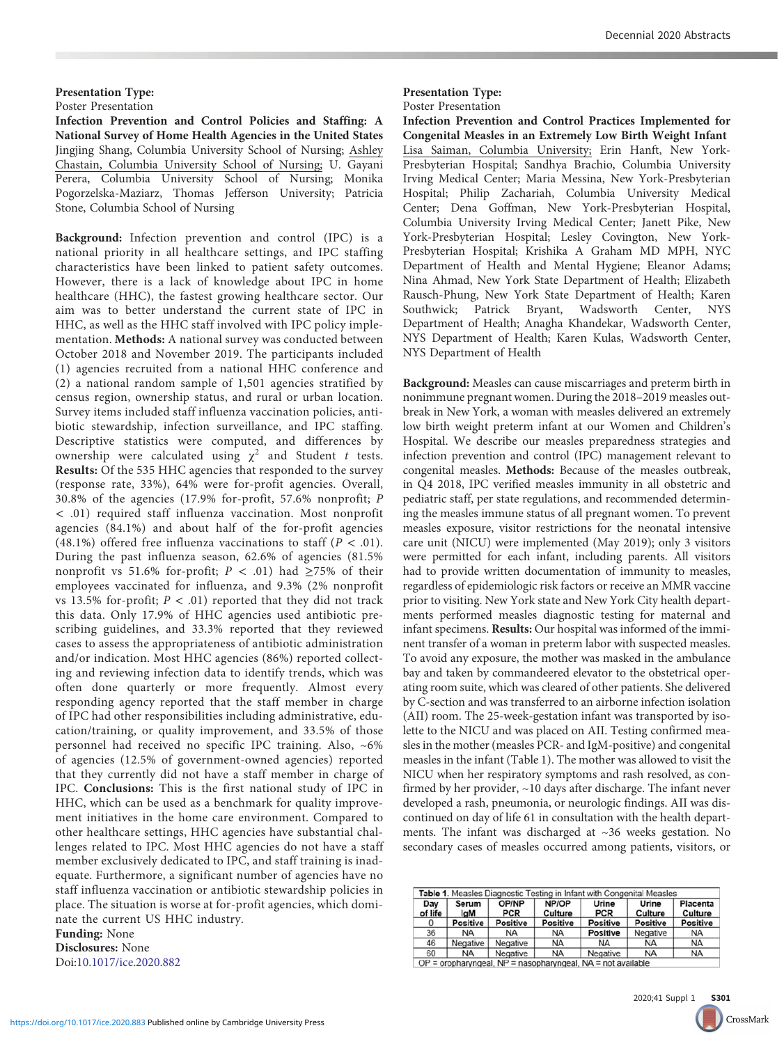**Presentation Type:**

Poster Presentation

**Infection Prevention and Control Policies and Staffing: A National Survey of Home Health Agencies in the United States**

Jingjing Shang, Columbia University School of Nursing; Ashley Chastain, Columbia University School of Nursing; U. Gayani Perera, Columbia University School of Nursing; Monika Pogorzelska-Maziarz, Thomas Jefferson University; Patricia Stone, Columbia School of Nursing

**Background:** Infection prevention and control (IPC) is a national priority in all healthcare settings, and IPC staffing characteristics have been linked to patient safety outcomes. However, there is a lack of knowledge about IPC in home healthcare (HHC), the fastest growing healthcare sector. Our aim was to better understand the current state of IPC in HHC, as well as the HHC staff involved with IPC policy implementation. **Methods:** A national survey was conducted between October 2018 and November 2019. The participants included (1) agencies recruited from a national HHC conference and (2) a national random sample of 1,501 agencies stratified by census region, ownership status, and rural or urban location. Survey items included staff influenza vaccination policies, antibiotic stewardship, infection surveillance, and IPC staffing. Descriptive statistics were computed, and differences by ownership were calculated using $\chi^2$ and Student *t* tests. **Results:** Of the 535 HHC agencies that responded to the survey (response rate, 33%), 64% were for-profit agencies. Overall, 30.8% of the agencies (17.9% for-profit, 57.6% nonprofit; $P < .01$) required staff influenza vaccination. Most nonprofit agencies (84.1%) and about half of the for-profit agencies (48.1%) offered free influenza vaccinations to staff ($P < .01$). During the past influenza season, 62.6% of agencies (81.5% nonprofit vs 51.6% for-profit; $P < .01$) had ≥75% of their employees vaccinated for influenza, and 9.3% (2% nonprofit vs 13.5% for-profit; $P < .01$) reported that they did not track this data. Only 17.9% of HHC agencies used antibiotic prescribing guidelines, and 33.3% reported that they reviewed cases to assess the appropriateness of antibiotic administration and/or indication. Most HHC agencies (86%) reported collecting and reviewing infection data to identify trends, which was often done quarterly or more frequently. Almost every responding agency reported that the staff member in charge of IPC had other responsibilities including administrative, education/training, or quality improvement, and 33.5% of those personnel had received no specific IPC training. Also, ~6% of agencies (12.5% of government-owned agencies) reported that they currently did not have a staff member in charge of IPC. **Conclusions:** This is the first national study of IPC in HHC, which can be used as a benchmark for quality improvement initiatives in the home care environment. Compared to other healthcare settings, HHC agencies have substantial challenges related to IPC. Most HHC agencies do not have a staff member exclusively dedicated to IPC, and staff training is inadequate. Furthermore, a significant number of agencies have no staff influenza vaccination or antibiotic stewardship policies in place. The situation is worse at for-profit agencies, which dominate the current US HHC industry.

**Funding:** None

**Disclosures:** None

Doi:10.1017/ice.2020.882

**Presentation Type:**

Poster Presentation

**Infection Prevention and Control Practices Implemented for Congenital Measles in an Extremely Low Birth Weight Infant**

Lisa Saiman, Columbia University; Erin Hanft, New York-Presbyterian Hospital; Sandhya Brachio, Columbia University Irving Medical Center; Maria Messina, New York-Presbyterian Hospital; Philip Zachariah, Columbia University Medical Center; Dena Goffman, New York-Presbyterian Hospital, Columbia University Irving Medical Center; Janett Pike, New York-Presbyterian Hospital; Lesley Covington, New York-Presbyterian Hospital; Krishika A Graham MD MPH, NYC Department of Health and Mental Hygiene; Eleanor Adams; Nina Ahmad, New York State Department of Health; Elizabeth Rausch-Phung, New York State Department of Health; Karen Southwick; Patrick Bryant, Wadsworth Center, NYS Department of Health; Anagha Khandekar, Wadsworth Center, NYS Department of Health; Karen Kulas, Wadsworth Center, NYS Department of Health

**Background:** Measles can cause miscarriages and preterm birth in nonimmune pregnant women. During the 2018–2019 measles outbreak in New York, a woman with measles delivered an extremely low birth weight preterm infant at our Women and Children's Hospital. We describe our measles preparedness strategies and infection prevention and control (IPC) management relevant to congenital measles. **Methods:** Because of the measles outbreak, in Q4 2018, IPC verified measles immunity in all obstetric and pediatric staff, per state regulations, and recommended determining the measles immune status of all pregnant women. To prevent measles exposure, visitor restrictions for the neonatal intensive care unit (NICU) were implemented (May 2019); only 3 visitors were permitted for each infant, including parents. All visitors had to provide written documentation of immunity to measles, regardless of epidemiologic risk factors or receive an MMR vaccine prior to visiting. New York state and New York City health departments performed measles diagnostic testing for maternal and infant specimens. **Results:** Our hospital was informed of the imminent transfer of a woman in preterm labor with suspected measles. To avoid any exposure, the mother was masked in the ambulance bay and taken by commandeered elevator to the obstetrical operating room suite, which was cleared of other patients. She delivered by C-section and was transferred to an airborne infection isolation (AII) room. The 25-week-gestation infant was transported by isolette to the NICU and was placed on AII. Testing confirmed measles in the mother (measles PCR- and IgM-positive) and congenital measles in the infant (Table 1). The mother was allowed to visit the NICU when her respiratory symptoms and rash resolved, as confirmed by her provider, ~10 days after discharge. The infant never developed a rash, pneumonia, or neurologic findings. AII was discontinued on day of life 61 in consultation with the health departments. The infant was discharged at ~36 weeks gestation. No secondary cases of measles occurred among patients, visitors, or

**Table 1.** Measles Diagnostic Testing in Infant with Congenital Measles

| Day of life | Serum IgM | OP/NP PCR | NP/OP Culture | Urine PCR | Urine Culture | Placenta Culture |
|---|---|---|---|---|---|---|
| 0 | Positive | Positive | Positive | Positive | Positive | Positive |
| 36 | NA | NA | NA | Positive | Negative | NA |
| 46 | Negative | Negative | NA | NA | NA | NA |
| 60 | NA | Negative | NA | Negative | NA | NA |

OP = oropharyngeal, NP = nasopharyngeal, NA = not available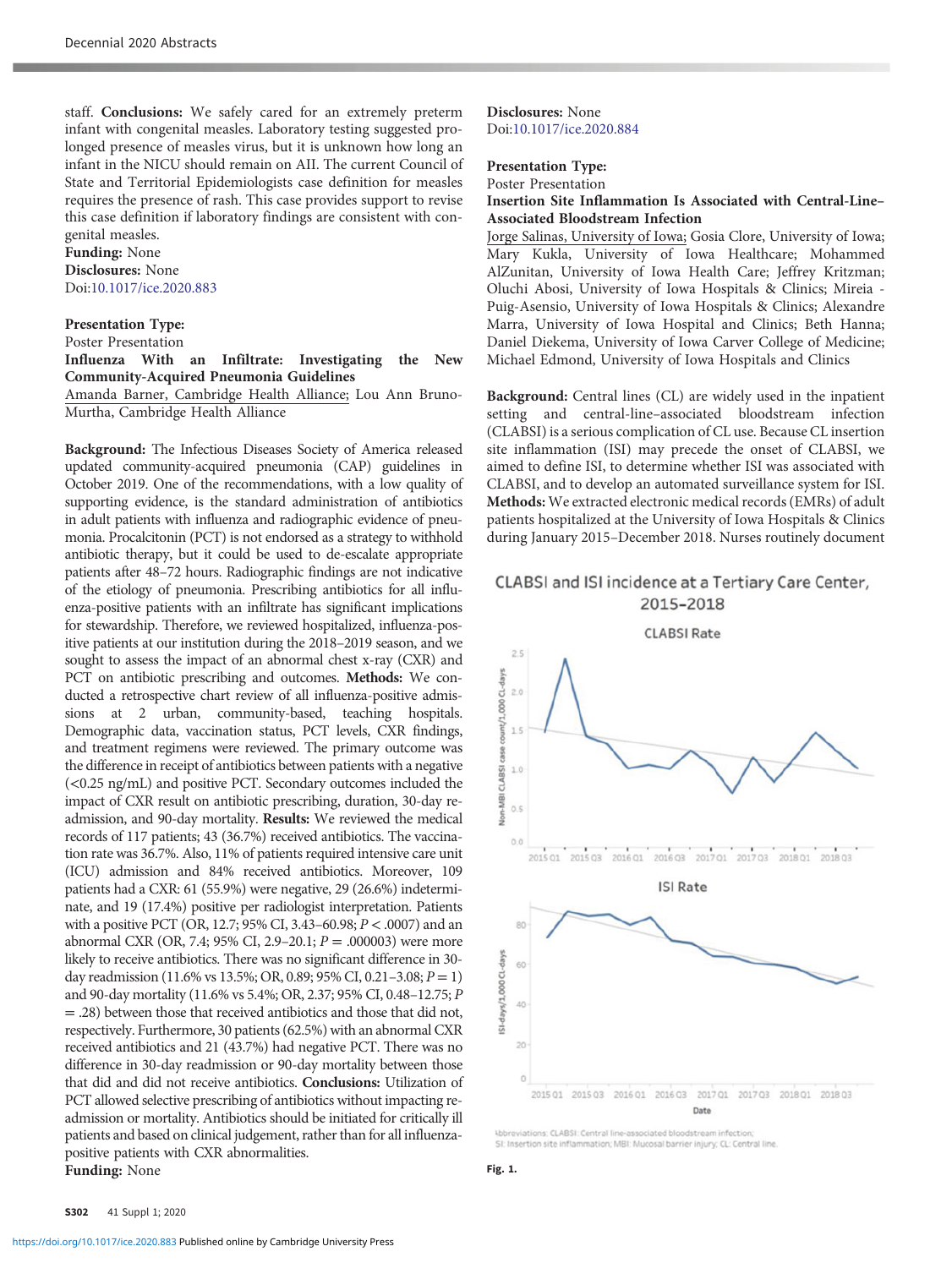staff. **Conclusions:** We safely cared for an extremely preterm infant with congenital measles. Laboratory testing suggested prolonged presence of measles virus, but it is unknown how long an infant in the NICU should remain on AII. The current Council of State and Territorial Epidemiologists case definition for measles requires the presence of rash. This case provides support to revise this case definition if laboratory findings are consistent with congenital measles.

**Funding:** None

**Disclosures:** None

Doi:10.1017/ice.2020.883

**Presentation Type:**

Poster Presentation

**Influenza With an Infiltrate: Investigating the New Community-Acquired Pneumonia Guidelines**

Amanda Barner, Cambridge Health Alliance; Lou Ann Bruno-Murtha, Cambridge Health Alliance

**Background:** The Infectious Diseases Society of America released updated community-acquired pneumonia (CAP) guidelines in October 2019. One of the recommendations, with a low quality of supporting evidence, is the standard administration of antibiotics in adult patients with influenza and radiographic evidence of pneumonia. Procalcitonin (PCT) is not endorsed as a strategy to withhold antibiotic therapy, but it could be used to de-escalate appropriate patients after 48–72 hours. Radiographic findings are not indicative of the etiology of pneumonia. Prescribing antibiotics for all influenza-positive patients with an infiltrate has significant implications for stewardship. Therefore, we reviewed hospitalized, influenza-positive patients at our institution during the 2018–2019 season, and we sought to assess the impact of an abnormal chest x-ray (CXR) and PCT on antibiotic prescribing and outcomes. **Methods:** We conducted a retrospective chart review of all influenza-positive admissions at 2 urban, community-based, teaching hospitals. Demographic data, vaccination status, PCT levels, CXR findings, and treatment regimens were reviewed. The primary outcome was the difference in receipt of antibiotics between patients with a negative (<0.25 ng/mL) and positive PCT. Secondary outcomes included the impact of CXR result on antibiotic prescribing, duration, 30-day readmission, and 90-day mortality. **Results:** We reviewed the medical records of 117 patients; 43 (36.7%) received antibiotics. The vaccination rate was 36.7%. Also, 11% of patients required intensive care unit (ICU) admission and 84% received antibiotics. Moreover, 109 patients had a CXR: 61 (55.9%) were negative, 29 (26.6%) indeterminate, and 19 (17.4%) positive per radiologist interpretation. Patients with a positive PCT (OR, 12.7; 95% CI, 3.43–60.98; $P < .0007$) and an abnormal CXR (OR, 7.4; 95% CI, 2.9–20.1; $P = .000003$) were more likely to receive antibiotics. There was no significant difference in 30-day readmission (11.6% vs 13.5%; OR, 0.89; 95% CI, 0.21–3.08; $P = 1$) and 90-day mortality (11.6% vs 5.4%; OR, 2.37; 95% CI, 0.48–12.75; $P = .28$) between those that received antibiotics and those that did not, respectively. Furthermore, 30 patients (62.5%) with an abnormal CXR received antibiotics and 21 (43.7%) had negative PCT. There was no difference in 30-day readmission or 90-day mortality between those that did and did not receive antibiotics. **Conclusions:** Utilization of PCT allowed selective prescribing of antibiotics without impacting readmission or mortality. Antibiotics should be initiated for critically ill patients and based on clinical judgement, rather than for all influenza-positive patients with CXR abnormalities.

**Funding:** None

**Disclosures:** None

Doi:10.1017/ice.2020.884

**Presentation Type:**

Poster Presentation

**Insertion Site Inflammation Is Associated with Central-Line–Associated Bloodstream Infection**

Jorge Salinas, University of Iowa; Gosia Clore, University of Iowa; Mary Kukla, University of Iowa Healthcare; Mohammed AlZunitan, University of Iowa Health Care; Jeffrey Kritzman; Oluchi Abosi, University of Iowa Hospitals & Clinics; Mireia - Puig-Asensio, University of Iowa Hospitals & Clinics; Alexandre Marra, University of Iowa Hospital and Clinics; Beth Hanna; Daniel Diekema, University of Iowa Carver College of Medicine; Michael Edmond, University of Iowa Hospitals and Clinics

**Background:** Central lines (CL) are widely used in the inpatient setting and central-line–associated bloodstream infection (CLABSI) is a serious complication of CL use. Because CL insertion site inflammation (ISI) may precede the onset of CLABSI, we aimed to define ISI, to determine whether ISI was associated with CLABSI, and to develop an automated surveillance system for ISI. **Methods:** We extracted electronic medical records (EMRs) of adult patients hospitalized at the University of Iowa Hospitals & Clinics during January 2015–December 2018. Nurses routinely document

CLABSI and ISI incidence at a Tertiary Care Center, 2015-2018

CLABSI Rate

Non-MBI CLABSI case count/1,000 CL-days

2.5
2.0
1.5
1.0
0.5
0.0

2015 Q1 2015 Q3 2016 Q1 2016 Q3 2017 Q1 2017 Q3 2018 Q1 2018 Q3

ISI Rate

ISI-days/1,000 CL-days

80
60
40
20
0

2015 Q1 2015 Q3 2016 Q1 2016 Q3 2017 Q1 2017 Q3 2018 Q1 2018 Q3

Date

Abbreviations: CLABSI: Central line-associated bloodstream infection; SI: Insertion site inflammation; MBI: Mucosal barrier injury; CL: Central line.

**Fig. 1.**